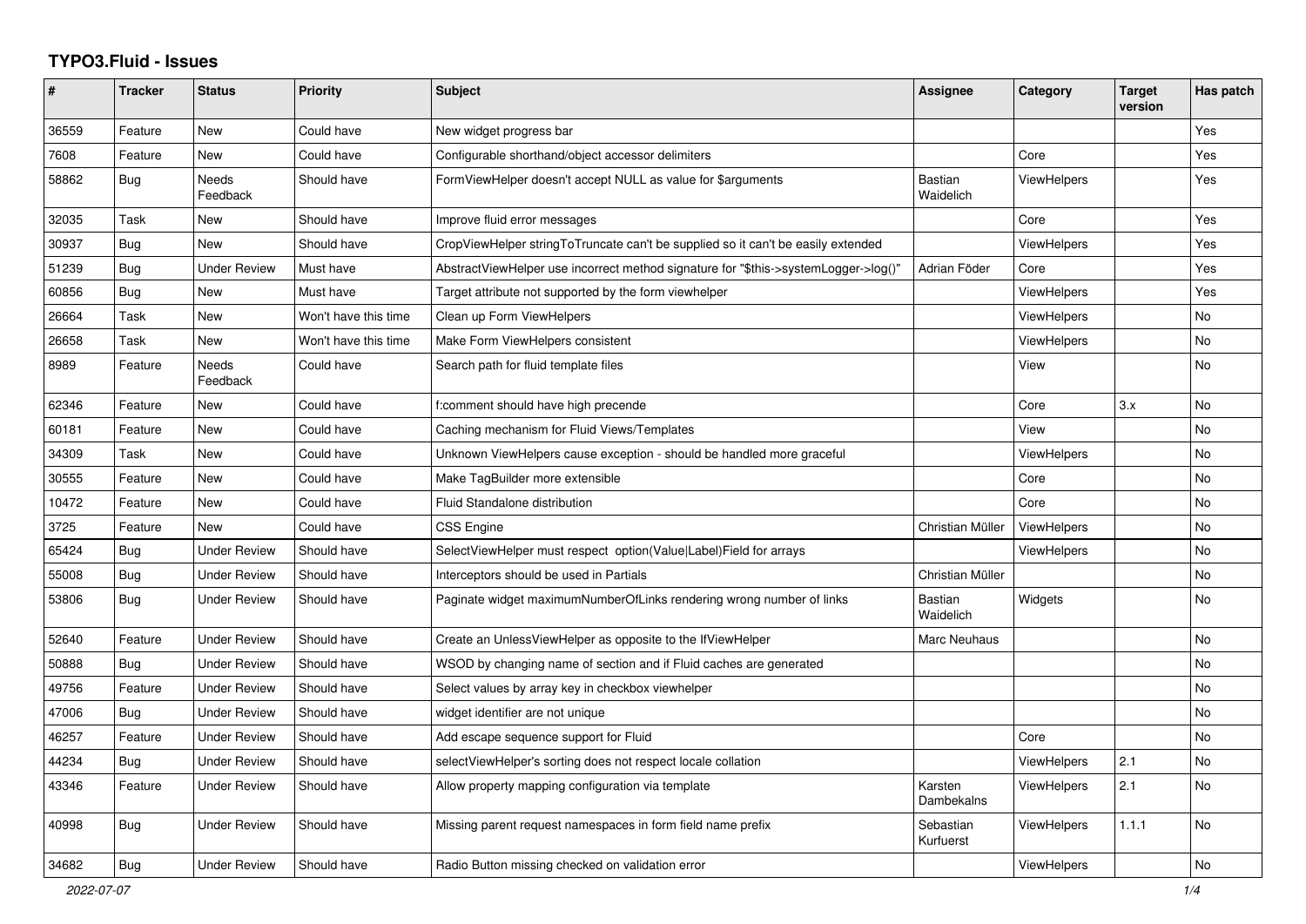# TYPO3.Fluid - Issues

| # | Tracker | Status | Priority | Subject | Assignee | Category | Target version | Has patch |
|---|---|---|---|---|---|---|---|---|
| 36559 | Feature | New | Could have | New widget progress bar | | | | Yes |
| 7608 | Feature | New | Could have | Configurable shorthand/object accessor delimiters | | Core | | Yes |
| 58862 | Bug | Needs Feedback | Should have | FormViewHelper doesn't accept NULL as value for $arguments | Bastian Waidelich | ViewHelpers | | Yes |
| 32035 | Task | New | Should have | Improve fluid error messages | | Core | | Yes |
| 30937 | Bug | New | Should have | CropViewHelper stringToTruncate can't be supplied so it can't be easily extended | | ViewHelpers | | Yes |
| 51239 | Bug | Under Review | Must have | AbstractViewHelper use incorrect method signature for "$this->systemLogger->log()" | Adrian Föder | Core | | Yes |
| 60856 | Bug | New | Must have | Target attribute not supported by the form viewhelper | | ViewHelpers | | Yes |
| 26664 | Task | New | Won't have this time | Clean up Form ViewHelpers | | ViewHelpers | | No |
| 26658 | Task | New | Won't have this time | Make Form ViewHelpers consistent | | ViewHelpers | | No |
| 8989 | Feature | Needs Feedback | Could have | Search path for fluid template files | | View | | No |
| 62346 | Feature | New | Could have | f:comment should have high precende | | Core | 3.x | No |
| 60181 | Feature | New | Could have | Caching mechanism for Fluid Views/Templates | | View | | No |
| 34309 | Task | New | Could have | Unknown ViewHelpers cause exception - should be handled more graceful | | ViewHelpers | | No |
| 30555 | Feature | New | Could have | Make TagBuilder more extensible | | Core | | No |
| 10472 | Feature | New | Could have | Fluid Standalone distribution | | Core | | No |
| 3725 | Feature | New | Could have | CSS Engine | Christian Müller | ViewHelpers | | No |
| 65424 | Bug | Under Review | Should have | SelectViewHelper must respect option(Value\|Label)Field for arrays | | ViewHelpers | | No |
| 55008 | Bug | Under Review | Should have | Interceptors should be used in Partials | Christian Müller | | | No |
| 53806 | Bug | Under Review | Should have | Paginate widget maximumNumberOfLinks rendering wrong number of links | Bastian Waidelich | Widgets | | No |
| 52640 | Feature | Under Review | Should have | Create an UnlessViewHelper as opposite to the IfViewHelper | Marc Neuhaus | | | No |
| 50888 | Bug | Under Review | Should have | WSOD by changing name of section and if Fluid caches are generated | | | | No |
| 49756 | Feature | Under Review | Should have | Select values by array key in checkbox viewhelper | | | | No |
| 47006 | Bug | Under Review | Should have | widget identifier are not unique | | | | No |
| 46257 | Feature | Under Review | Should have | Add escape sequence support for Fluid | | Core | | No |
| 44234 | Bug | Under Review | Should have | selectViewHelper's sorting does not respect locale collation | | ViewHelpers | 2.1 | No |
| 43346 | Feature | Under Review | Should have | Allow property mapping configuration via template | Karsten Dambekalns | ViewHelpers | 2.1 | No |
| 40998 | Bug | Under Review | Should have | Missing parent request namespaces in form field name prefix | Sebastian Kurfuerst | ViewHelpers | 1.1.1 | No |
| 34682 | Bug | Under Review | Should have | Radio Button missing checked on validation error | | ViewHelpers | | No |

2022-07-07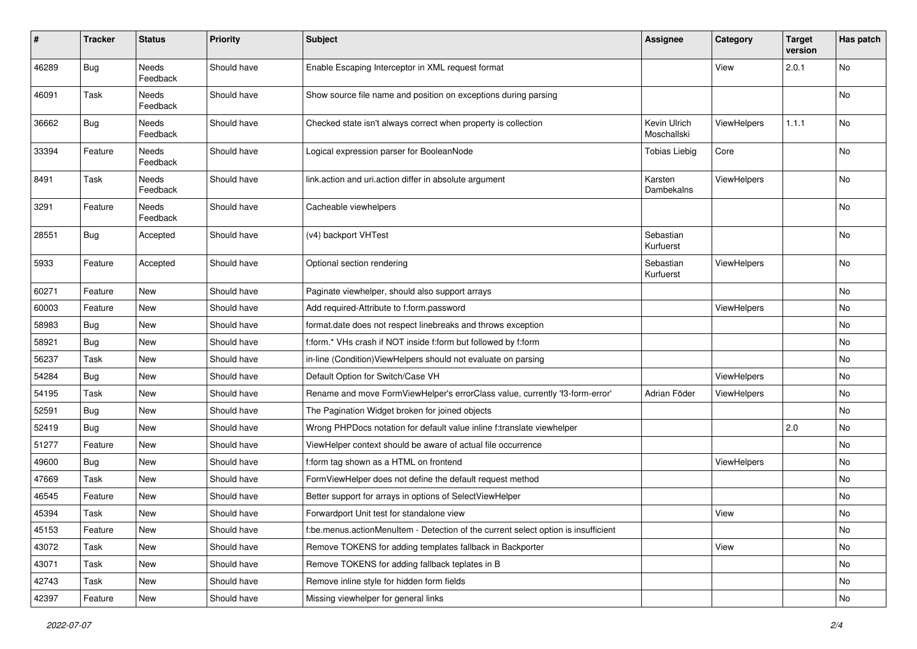| # | Tracker | Status | Priority | Subject | Assignee | Category | Target version | Has patch |
|---|---|---|---|---|---|---|---|---|
| 46289 | Bug | Needs Feedback | Should have | Enable Escaping Interceptor in XML request format | | View | 2.0.1 | No |
| 46091 | Task | Needs Feedback | Should have | Show source file name and position on exceptions during parsing | | | | No |
| 36662 | Bug | Needs Feedback | Should have | Checked state isn't always correct when property is collection | Kevin Ulrich Moschallski | ViewHelpers | 1.1.1 | No |
| 33394 | Feature | Needs Feedback | Should have | Logical expression parser for BooleanNode | Tobias Liebig | Core | | No |
| 8491 | Task | Needs Feedback | Should have | link.action and uri.action differ in absolute argument | Karsten Dambekalns | ViewHelpers | | No |
| 3291 | Feature | Needs Feedback | Should have | Cacheable viewhelpers | | | | No |
| 28551 | Bug | Accepted | Should have | (v4) backport VHTest | Sebastian Kurfuerst | | | No |
| 5933 | Feature | Accepted | Should have | Optional section rendering | Sebastian Kurfuerst | ViewHelpers | | No |
| 60271 | Feature | New | Should have | Paginate viewhelper, should also support arrays | | | | No |
| 60003 | Feature | New | Should have | Add required-Attribute to f:form.password | | ViewHelpers | | No |
| 58983 | Bug | New | Should have | format.date does not respect linebreaks and throws exception | | | | No |
| 58921 | Bug | New | Should have | f:form.* VHs crash if NOT inside f:form but followed by f:form | | | | No |
| 56237 | Task | New | Should have | in-line (Condition)ViewHelpers should not evaluate on parsing | | | | No |
| 54284 | Bug | New | Should have | Default Option for Switch/Case VH | | ViewHelpers | | No |
| 54195 | Task | New | Should have | Rename and move FormViewHelper's errorClass value, currently 'f3-form-error' | Adrian Föder | ViewHelpers | | No |
| 52591 | Bug | New | Should have | The Pagination Widget broken for joined objects | | | | No |
| 52419 | Bug | New | Should have | Wrong PHPDocs notation for default value inline f:translate viewhelper | | | 2.0 | No |
| 51277 | Feature | New | Should have | ViewHelper context should be aware of actual file occurrence | | | | No |
| 49600 | Bug | New | Should have | f:form tag shown as a HTML on frontend | | ViewHelpers | | No |
| 47669 | Task | New | Should have | FormViewHelper does not define the default request method | | | | No |
| 46545 | Feature | New | Should have | Better support for arrays in options of SelectViewHelper | | | | No |
| 45394 | Task | New | Should have | Forwardport Unit test for standalone view | | View | | No |
| 45153 | Feature | New | Should have | f:be.menus.actionMenuItem - Detection of the current select option is insufficient | | | | No |
| 43072 | Task | New | Should have | Remove TOKENS for adding templates fallback in Backporter | | View | | No |
| 43071 | Task | New | Should have | Remove TOKENS for adding fallback teplates in B | | | | No |
| 42743 | Task | New | Should have | Remove inline style for hidden form fields | | | | No |
| 42397 | Feature | New | Should have | Missing viewhelper for general links | | | | No |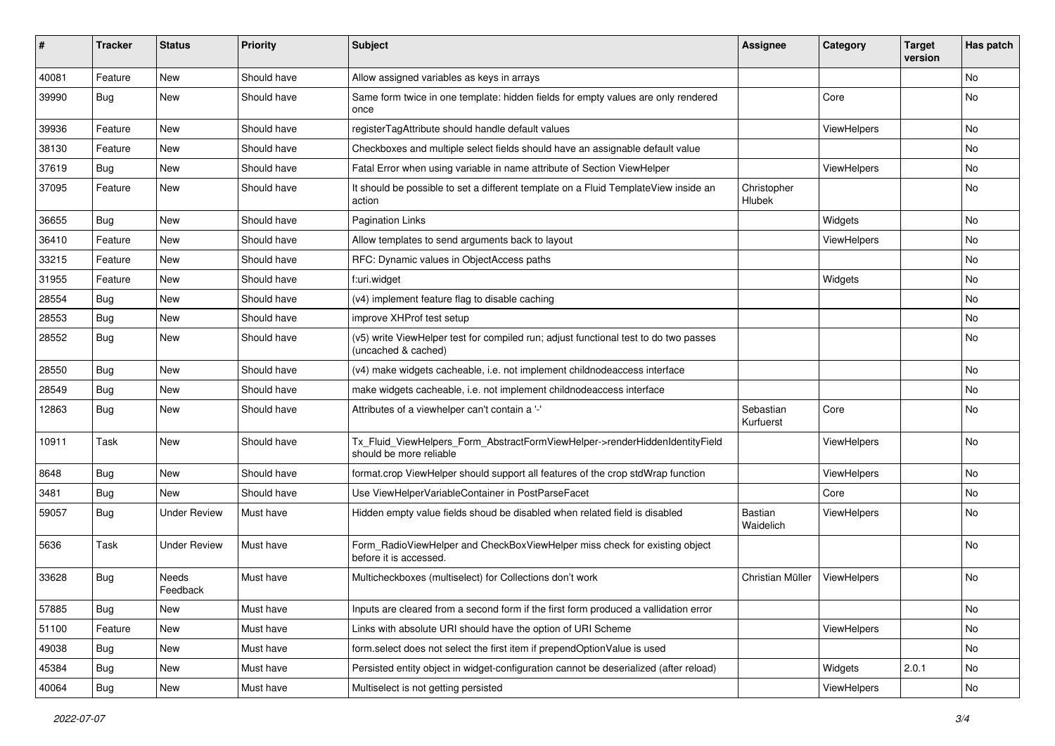| # | Tracker | Status | Priority | Subject | Assignee | Category | Target version | Has patch |
| --- | --- | --- | --- | --- | --- | --- | --- | --- |
| 40081 | Feature | New | Should have | Allow assigned variables as keys in arrays | | | | No |
| 39990 | Bug | New | Should have | Same form twice in one template: hidden fields for empty values are only rendered once | | Core | | No |
| 39936 | Feature | New | Should have | registerTagAttribute should handle default values | | ViewHelpers | | No |
| 38130 | Feature | New | Should have | Checkboxes and multiple select fields should have an assignable default value | | | | No |
| 37619 | Bug | New | Should have | Fatal Error when using variable in name attribute of Section ViewHelper | | ViewHelpers | | No |
| 37095 | Feature | New | Should have | It should be possible to set a different template on a Fluid TemplateView inside an action | Christopher Hlubek | | | No |
| 36655 | Bug | New | Should have | Pagination Links | | Widgets | | No |
| 36410 | Feature | New | Should have | Allow templates to send arguments back to layout | | ViewHelpers | | No |
| 33215 | Feature | New | Should have | RFC: Dynamic values in ObjectAccess paths | | | | No |
| 31955 | Feature | New | Should have | f:uri.widget | | Widgets | | No |
| 28554 | Bug | New | Should have | (v4) implement feature flag to disable caching | | | | No |
| 28553 | Bug | New | Should have | improve XHProf test setup | | | | No |
| 28552 | Bug | New | Should have | (v5) write ViewHelper test for compiled run; adjust functional test to do two passes (uncached & cached) | | | | No |
| 28550 | Bug | New | Should have | (v4) make widgets cacheable, i.e. not implement childnodeaccess interface | | | | No |
| 28549 | Bug | New | Should have | make widgets cacheable, i.e. not implement childnodeaccess interface | | | | No |
| 12863 | Bug | New | Should have | Attributes of a viewhelper can't contain a '-' | Sebastian Kurfuerst | Core | | No |
| 10911 | Task | New | Should have | Tx_Fluid_ViewHelpers_Form_AbstractFormViewHelper->renderHiddenIdentityField should be more reliable | | ViewHelpers | | No |
| 8648 | Bug | New | Should have | format.crop ViewHelper should support all features of the crop stdWrap function | | ViewHelpers | | No |
| 3481 | Bug | New | Should have | Use ViewHelperVariableContainer in PostParseFacet | | Core | | No |
| 59057 | Bug | Under Review | Must have | Hidden empty value fields shoud be disabled when related field is disabled | Bastian Waidelich | ViewHelpers | | No |
| 5636 | Task | Under Review | Must have | Form_RadioViewHelper and CheckBoxViewHelper miss check for existing object before it is accessed. | | | | No |
| 33628 | Bug | Needs Feedback | Must have | Multicheckboxes (multiselect) for Collections don't work | Christian Müller | ViewHelpers | | No |
| 57885 | Bug | New | Must have | Inputs are cleared from a second form if the first form produced a vallidation error | | | | No |
| 51100 | Feature | New | Must have | Links with absolute URI should have the option of URI Scheme | | ViewHelpers | | No |
| 49038 | Bug | New | Must have | form.select does not select the first item if prependOptionValue is used | | | | No |
| 45384 | Bug | New | Must have | Persisted entity object in widget-configuration cannot be deserialized (after reload) | | Widgets | 2.0.1 | No |
| 40064 | Bug | New | Must have | Multiselect is not getting persisted | | ViewHelpers | | No |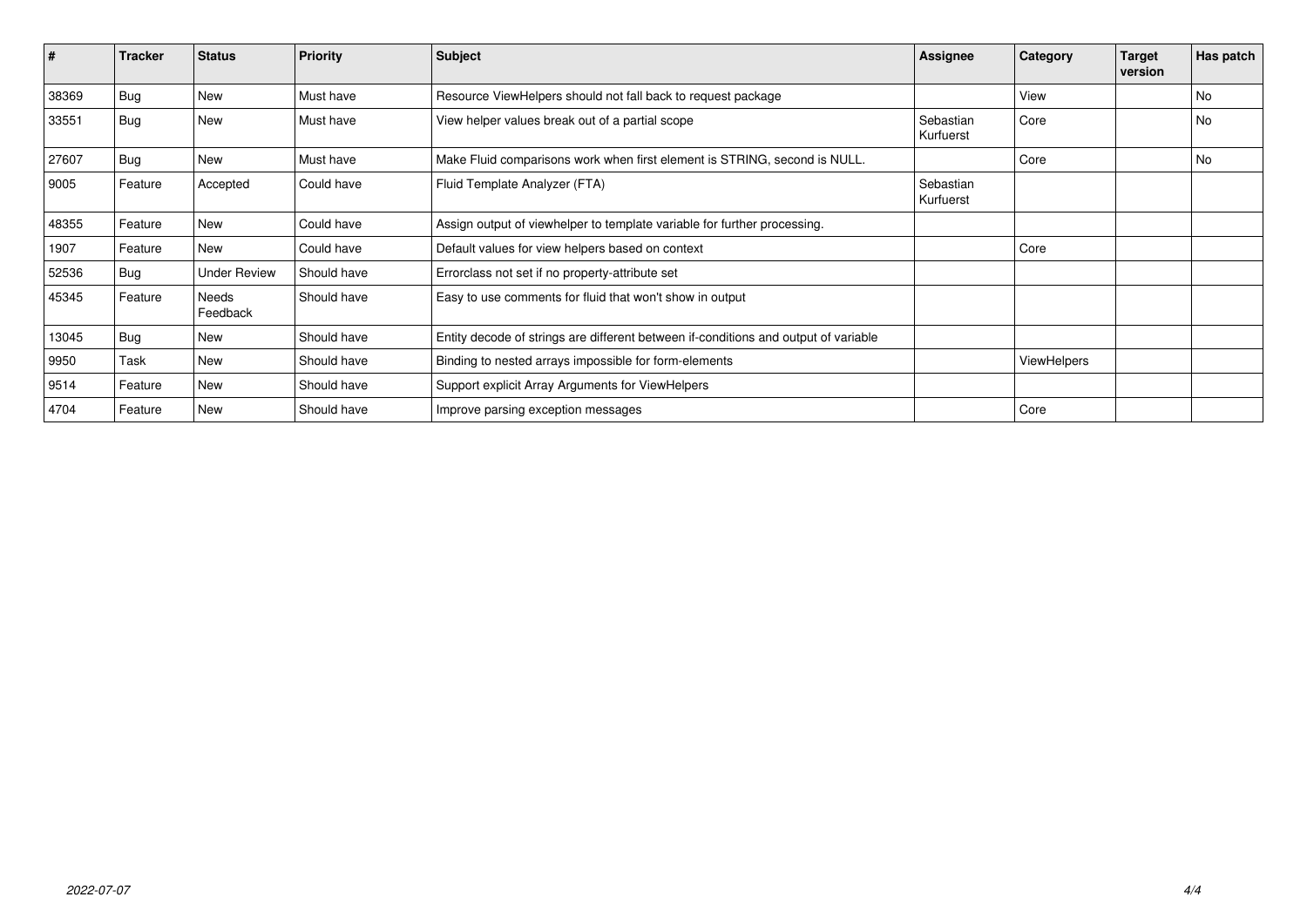| # | Tracker | Status | Priority | Subject | Assignee | Category | Target version | Has patch |
|---|---|---|---|---|---|---|---|---|
| 38369 | Bug | New | Must have | Resource ViewHelpers should not fall back to request package | | View | | No |
| 33551 | Bug | New | Must have | View helper values break out of a partial scope | Sebastian Kurfuerst | Core | | No |
| 27607 | Bug | New | Must have | Make Fluid comparisons work when first element is STRING, second is NULL. | | Core | | No |
| 9005 | Feature | Accepted | Could have | Fluid Template Analyzer (FTA) | Sebastian Kurfuerst | | | |
| 48355 | Feature | New | Could have | Assign output of viewhelper to template variable for further processing. | | | | |
| 1907 | Feature | New | Could have | Default values for view helpers based on context | | Core | | |
| 52536 | Bug | Under Review | Should have | Errorclass not set if no property-attribute set | | | | |
| 45345 | Feature | Needs Feedback | Should have | Easy to use comments for fluid that won't show in output | | | | |
| 13045 | Bug | New | Should have | Entity decode of strings are different between if-conditions and output of variable | | | | |
| 9950 | Task | New | Should have | Binding to nested arrays impossible for form-elements | | ViewHelpers | | |
| 9514 | Feature | New | Should have | Support explicit Array Arguments for ViewHelpers | | | | |
| 4704 | Feature | New | Should have | Improve parsing exception messages | | Core | | |

*2022-07-07*